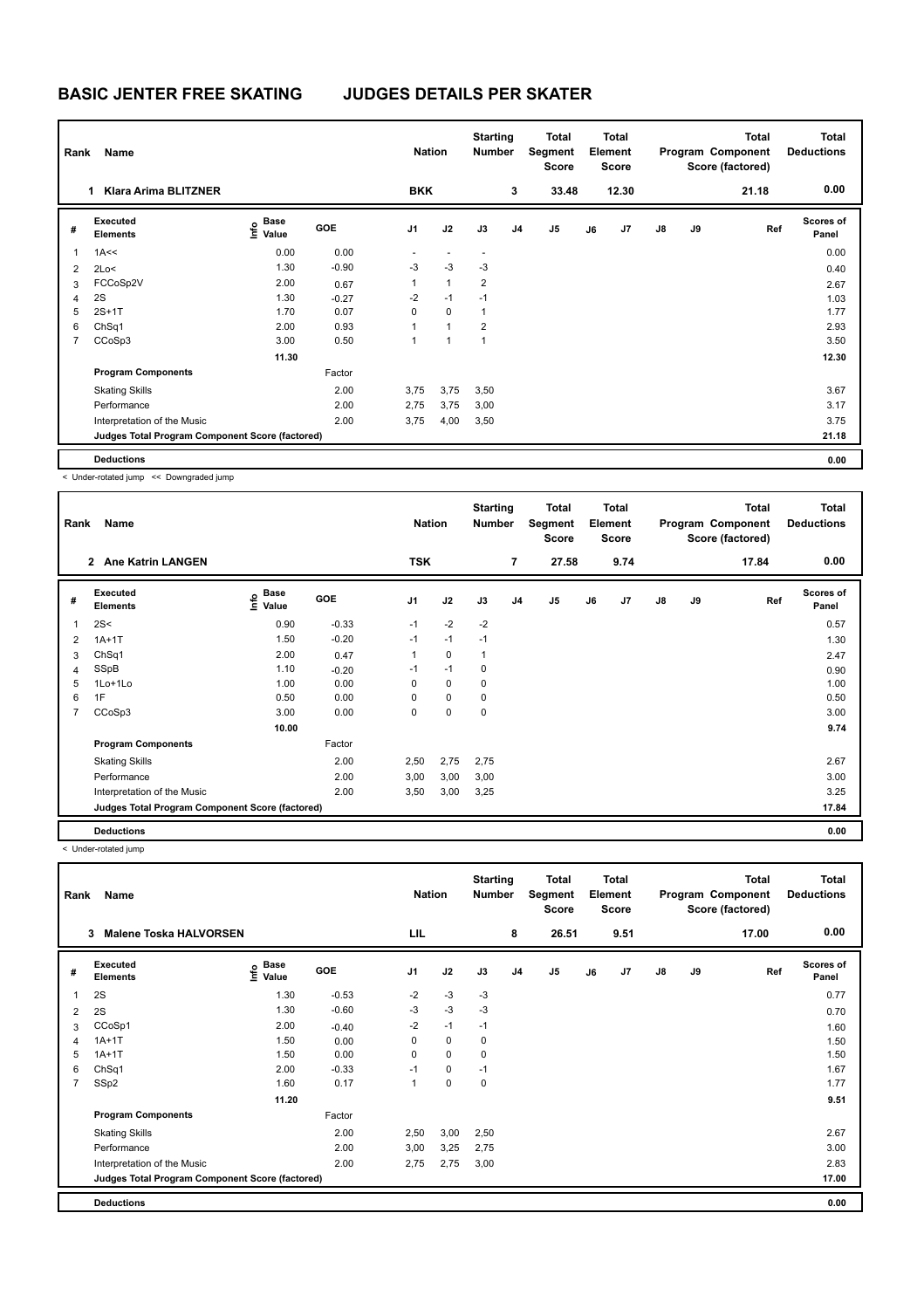# BASIC JENTER FREE SKATING JUDGES DETAILS PER SKATER

| Rank | Name | Nation | Starting Number | Total Segment Score | Total Element Score | Total Program Component Score (factored) | Total Deductions |
|---|---|---|---|---|---|---|---|
| 1 | Klara Arima BLITZNER | BKK | 3 | 33.48 | 12.30 | 21.18 | 0.00 |

| # | Executed Elements | Info | Base Value | GOE | J1 | J2 | J3 | J4 | J5 | J6 | J7 | J8 | J9 | Ref | Scores of Panel |
|---|---|---|---|---|---|---|---|---|---|---|---|---|---|---|---|
| 1 | 1A<< | | 0.00 | 0.00 | - | - | - | | | | | | | | 0.00 |
| 2 | 2Lo< | | 1.30 | -0.90 | -3 | -3 | -3 | | | | | | | | 0.40 |
| 3 | FCCoSp2V | | 2.00 | 0.67 | 1 | 1 | 2 | | | | | | | | 2.67 |
| 4 | 2S | | 1.30 | -0.27 | -2 | -1 | -1 | | | | | | | | 1.03 |
| 5 | 2S+1T | | 1.70 | 0.07 | 0 | 0 | 1 | | | | | | | | 1.77 |
| 6 | ChSq1 | | 2.00 | 0.93 | 1 | 1 | 2 | | | | | | | | 2.93 |
| 7 | CCoSp3 | | 3.00 | 0.50 | 1 | 1 | 1 | | | | | | | | 3.50 |
| | | | 11.30 | | | | | | | | | | | | 12.30 |
| | **Program Components** | | | Factor | | | | | | | | | | | |
| | Skating Skills | | | 2.00 | 3,75 | 3,75 | 3,50 | | | | | | | | 3.67 |
| | Performance | | | 2.00 | 2,75 | 3,75 | 3,00 | | | | | | | | 3.17 |
| | Interpretation of the Music | | | 2.00 | 3,75 | 4,00 | 3,50 | | | | | | | | 3.75 |
| | **Judges Total Program Component Score (factored)** | | | | | | | | | | | | | | 21.18 |
| | **Deductions** | | | | | | | | | | | | | | 0.00 |

< Under-rotated jump << Downgraded jump

| Rank | Name | Nation | Starting Number | Total Segment Score | Total Element Score | Total Program Component Score (factored) | Total Deductions |
|---|---|---|---|---|---|---|---|
| 2 | Ane Katrin LANGEN | TSK | 7 | 27.58 | 9.74 | 17.84 | 0.00 |

| # | Executed Elements | Info | Base Value | GOE | J1 | J2 | J3 | J4 | J5 | J6 | J7 | J8 | J9 | Ref | Scores of Panel |
|---|---|---|---|---|---|---|---|---|---|---|---|---|---|---|---|
| 1 | 2S< | | 0.90 | -0.33 | -1 | -2 | -2 | | | | | | | | 0.57 |
| 2 | 1A+1T | | 1.50 | -0.20 | -1 | -1 | -1 | | | | | | | | 1.30 |
| 3 | ChSq1 | | 2.00 | 0.47 | 1 | 0 | 1 | | | | | | | | 2.47 |
| 4 | SSpB | | 1.10 | -0.20 | -1 | -1 | 0 | | | | | | | | 0.90 |
| 5 | 1Lo+1Lo | | 1.00 | 0.00 | 0 | 0 | 0 | | | | | | | | 1.00 |
| 6 | 1F | | 0.50 | 0.00 | 0 | 0 | 0 | | | | | | | | 0.50 |
| 7 | CCoSp3 | | 3.00 | 0.00 | 0 | 0 | 0 | | | | | | | | 3.00 |
| | | | 10.00 | | | | | | | | | | | | 9.74 |
| | **Program Components** | | | Factor | | | | | | | | | | | |
| | Skating Skills | | | 2.00 | 2,50 | 2,75 | 2,75 | | | | | | | | 2.67 |
| | Performance | | | 2.00 | 3,00 | 3,00 | 3,00 | | | | | | | | 3.00 |
| | Interpretation of the Music | | | 2.00 | 3,50 | 3,00 | 3,25 | | | | | | | | 3.25 |
| | **Judges Total Program Component Score (factored)** | | | | | | | | | | | | | | 17.84 |
| | **Deductions** | | | | | | | | | | | | | | 0.00 |

< Under-rotated jump

| Rank | Name | Nation | Starting Number | Total Segment Score | Total Element Score | Total Program Component Score (factored) | Total Deductions |
|---|---|---|---|---|---|---|---|
| 3 | Malene Toska HALVORSEN | LIL | 8 | 26.51 | 9.51 | 17.00 | 0.00 |

| # | Executed Elements | Info | Base Value | GOE | J1 | J2 | J3 | J4 | J5 | J6 | J7 | J8 | J9 | Ref | Scores of Panel |
|---|---|---|---|---|---|---|---|---|---|---|---|---|---|---|---|
| 1 | 2S | | 1.30 | -0.53 | -2 | -3 | -3 | | | | | | | | 0.77 |
| 2 | 2S | | 1.30 | -0.60 | -3 | -3 | -3 | | | | | | | | 0.70 |
| 3 | CCoSp1 | | 2.00 | -0.40 | -2 | -1 | -1 | | | | | | | | 1.60 |
| 4 | 1A+1T | | 1.50 | 0.00 | 0 | 0 | 0 | | | | | | | | 1.50 |
| 5 | 1A+1T | | 1.50 | 0.00 | 0 | 0 | 0 | | | | | | | | 1.50 |
| 6 | ChSq1 | | 2.00 | -0.33 | -1 | 0 | -1 | | | | | | | | 1.67 |
| 7 | SSp2 | | 1.60 | 0.17 | 1 | 0 | 0 | | | | | | | | 1.77 |
| | | | 11.20 | | | | | | | | | | | | 9.51 |
| | **Program Components** | | | Factor | | | | | | | | | | | |
| | Skating Skills | | | 2.00 | 2,50 | 3,00 | 2,50 | | | | | | | | 2.67 |
| | Performance | | | 2.00 | 3,00 | 3,25 | 2,75 | | | | | | | | 3.00 |
| | Interpretation of the Music | | | 2.00 | 2,75 | 2,75 | 3,00 | | | | | | | | 2.83 |
| | **Judges Total Program Component Score (factored)** | | | | | | | | | | | | | | 17.00 |
| | **Deductions** | | | | | | | | | | | | | | 0.00 |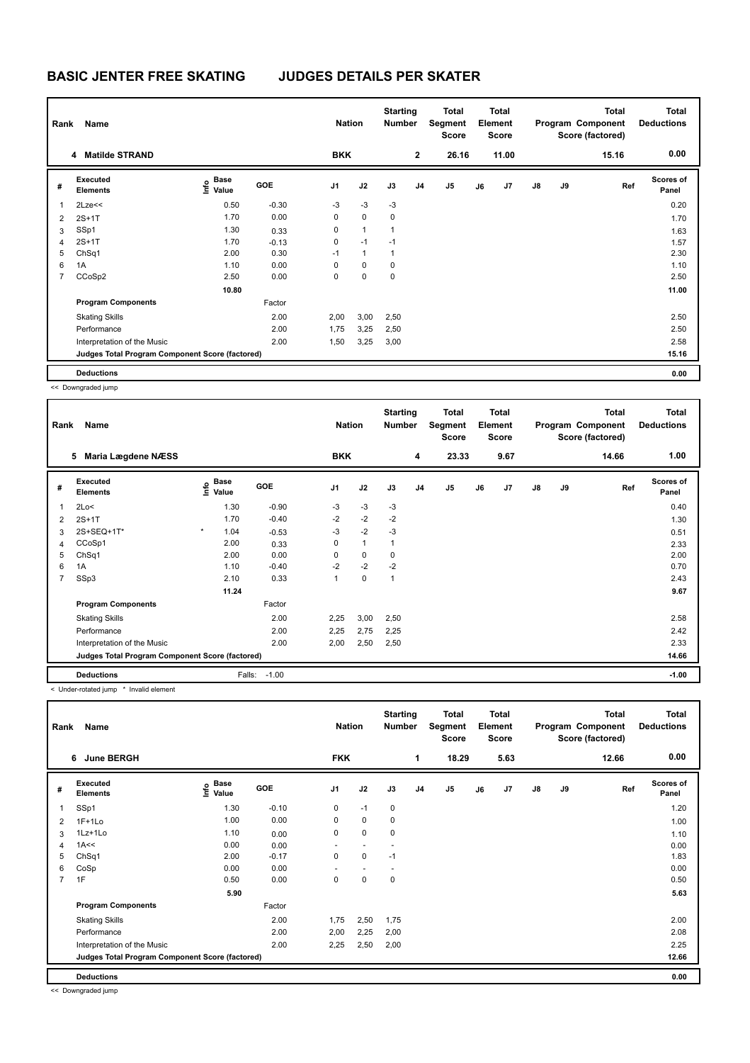# BASIC JENTER FREE SKATING JUDGES DETAILS PER SKATER

| Rank | Name | Nation | Starting Number | Total Segment Score | Total Element Score | Total Program Component Score (factored) | Total Deductions |
|---|---|---|---|---|---|---|---|
| 4 | Matilde STRAND | BKK | 2 | 26.16 | 11.00 | 15.16 | 0.00 |

| # | Executed Elements | Info | Base Value | GOE | J1 | J2 | J3 | J4 | J5 | J6 | J7 | J8 | J9 | Ref | Scores of Panel |
|---|---|---|---|---|---|---|---|---|---|---|---|---|---|---|---|
| 1 | 2Lze<< | | 0.50 | -0.30 | -3 | -3 | -3 | | | | | | | | 0.20 |
| 2 | 2S+1T | | 1.70 | 0.00 | 0 | 0 | 0 | | | | | | | | 1.70 |
| 3 | SSp1 | | 1.30 | 0.33 | 0 | 1 | 1 | | | | | | | | 1.63 |
| 4 | 2S+1T | | 1.70 | -0.13 | 0 | -1 | -1 | | | | | | | | 1.57 |
| 5 | ChSq1 | | 2.00 | 0.30 | -1 | 1 | 1 | | | | | | | | 2.30 |
| 6 | 1A | | 1.10 | 0.00 | 0 | 0 | 0 | | | | | | | | 1.10 |
| 7 | CCoSp2 | | 2.50 | 0.00 | 0 | 0 | 0 | | | | | | | | 2.50 |
| | | | 10.80 | | | | | | | | | | | | 11.00 |
| | **Program Components** | | | Factor | | | | | | | | | | | |
| | Skating Skills | | | 2.00 | 2,00 | 3,00 | 2,50 | | | | | | | | 2.50 |
| | Performance | | | 2.00 | 1,75 | 3,25 | 2,50 | | | | | | | | 2.50 |
| | Interpretation of the Music | | | 2.00 | 1,50 | 3,25 | 3,00 | | | | | | | | 2.58 |
| | **Judges Total Program Component Score (factored)** | | | | | | | | | | | | | | 15.16 |
| | **Deductions** | | | | | | | | | | | | | | 0.00 |

<< Downgraded jump

| Rank | Name | Nation | Starting Number | Total Segment Score | Total Element Score | Total Program Component Score (factored) | Total Deductions |
|---|---|---|---|---|---|---|---|
| 5 | Maria Lægdene NÆSS | BKK | 4 | 23.33 | 9.67 | 14.66 | 1.00 |

| # | Executed Elements | Info | Base Value | GOE | J1 | J2 | J3 | J4 | J5 | J6 | J7 | J8 | J9 | Ref | Scores of Panel |
|---|---|---|---|---|---|---|---|---|---|---|---|---|---|---|---|
| 1 | 2Lo< | | 1.30 | -0.90 | -3 | -3 | -3 | | | | | | | | 0.40 |
| 2 | 2S+1T | | 1.70 | -0.40 | -2 | -2 | -2 | | | | | | | | 1.30 |
| 3 | 2S+SEQ+1T* | * | 1.04 | -0.53 | -3 | -2 | -3 | | | | | | | | 0.51 |
| 4 | CCoSp1 | | 2.00 | 0.33 | 0 | 1 | 1 | | | | | | | | 2.33 |
| 5 | ChSq1 | | 2.00 | 0.00 | 0 | 0 | 0 | | | | | | | | 2.00 |
| 6 | 1A | | 1.10 | -0.40 | -2 | -2 | -2 | | | | | | | | 0.70 |
| 7 | SSp3 | | 2.10 | 0.33 | 1 | 0 | 1 | | | | | | | | 2.43 |
| | | | 11.24 | | | | | | | | | | | | 9.67 |
| | **Program Components** | | | Factor | | | | | | | | | | | |
| | Skating Skills | | | 2.00 | 2,25 | 3,00 | 2,50 | | | | | | | | 2.58 |
| | Performance | | | 2.00 | 2,25 | 2,75 | 2,25 | | | | | | | | 2.42 |
| | Interpretation of the Music | | | 2.00 | 2,00 | 2,50 | 2,50 | | | | | | | | 2.33 |
| | **Judges Total Program Component Score (factored)** | | | | | | | | | | | | | | 14.66 |
| | **Deductions** | | Falls: | -1.00 | | | | | | | | | | | -1.00 |

< Under-rotated jump * Invalid element

| Rank | Name | Nation | Starting Number | Total Segment Score | Total Element Score | Total Program Component Score (factored) | Total Deductions |
|---|---|---|---|---|---|---|---|
| 6 | June BERGH | FKK | 1 | 18.29 | 5.63 | 12.66 | 0.00 |

| # | Executed Elements | Info | Base Value | GOE | J1 | J2 | J3 | J4 | J5 | J6 | J7 | J8 | J9 | Ref | Scores of Panel |
|---|---|---|---|---|---|---|---|---|---|---|---|---|---|---|---|
| 1 | SSp1 | | 1.30 | -0.10 | 0 | -1 | 0 | | | | | | | | 1.20 |
| 2 | 1F+1Lo | | 1.00 | 0.00 | 0 | 0 | 0 | | | | | | | | 1.00 |
| 3 | 1Lz+1Lo | | 1.10 | 0.00 | 0 | 0 | 0 | | | | | | | | 1.10 |
| 4 | 1A<< | | 0.00 | 0.00 | - | - | - | | | | | | | | 0.00 |
| 5 | ChSq1 | | 2.00 | -0.17 | 0 | 0 | -1 | | | | | | | | 1.83 |
| 6 | CoSp | | 0.00 | 0.00 | - | - | - | | | | | | | | 0.00 |
| 7 | 1F | | 0.50 | 0.00 | 0 | 0 | 0 | | | | | | | | 0.50 |
| | | | 5.90 | | | | | | | | | | | | 5.63 |
| | **Program Components** | | | Factor | | | | | | | | | | | |
| | Skating Skills | | | 2.00 | 1,75 | 2,50 | 1,75 | | | | | | | | 2.00 |
| | Performance | | | 2.00 | 2,00 | 2,25 | 2,00 | | | | | | | | 2.08 |
| | Interpretation of the Music | | | 2.00 | 2,25 | 2,50 | 2,00 | | | | | | | | 2.25 |
| | **Judges Total Program Component Score (factored)** | | | | | | | | | | | | | | 12.66 |
| | **Deductions** | | | | | | | | | | | | | | 0.00 |

<< Downgraded jump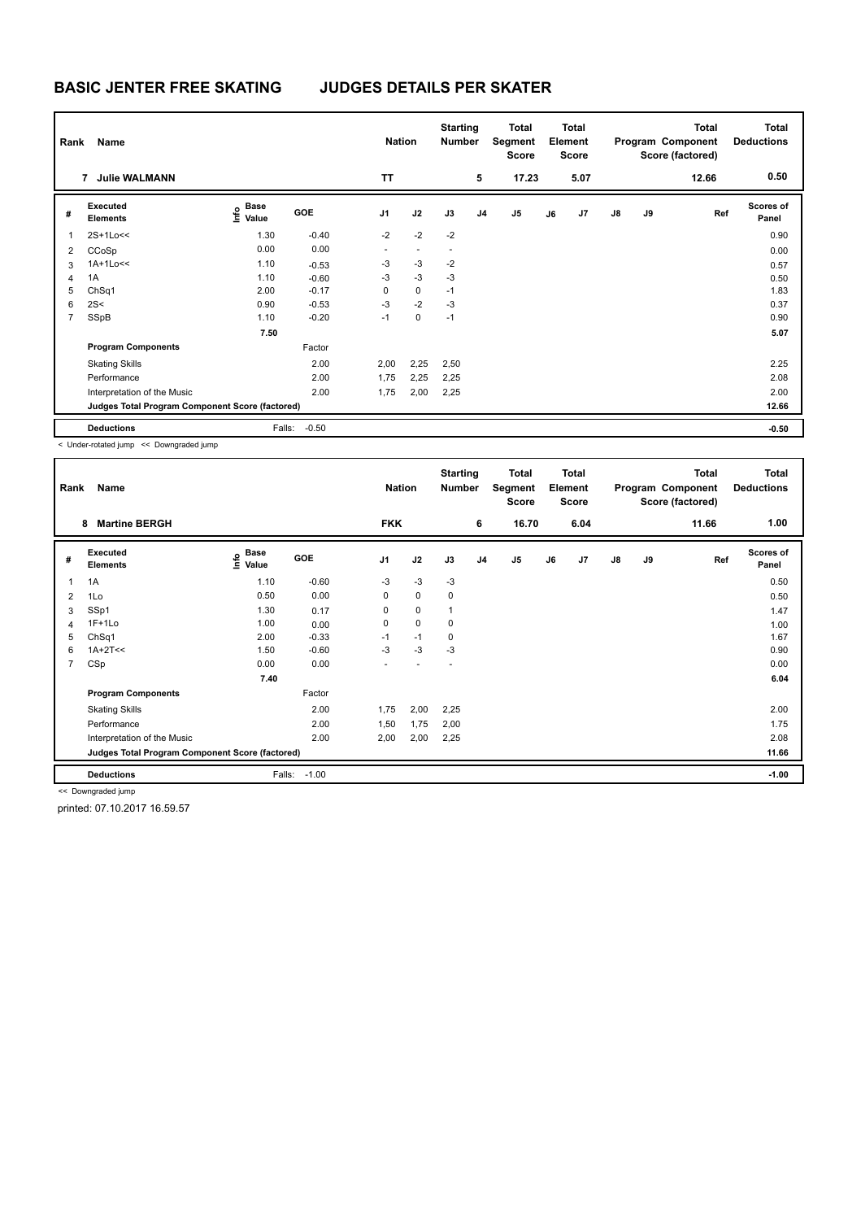# BASIC JENTER FREE SKATING JUDGES DETAILS PER SKATER

| Rank | Name | Nation | Starting Number | Total Segment Score | Total Element Score | Total Program Component Score (factored) | Total Deductions |
|---|---|---|---|---|---|---|---|
| 7 | Julie WALMANN | TT | 5 | 17.23 | 5.07 | 12.66 | 0.50 |

| # | Executed Elements | Info | Base Value | GOE | J1 | J2 | J3 | J4 | J5 | J6 | J7 | J8 | J9 | Ref | Scores of Panel |
|---|---|---|---|---|---|---|---|---|---|---|---|---|---|---|---|
| 1 | 2S+1Lo<< | | 1.30 | -0.40 | -2 | -2 | -2 | | | | | | | | 0.90 |
| 2 | CCoSp | | 0.00 | 0.00 | - | - | - | | | | | | | | 0.00 |
| 3 | 1A+1Lo<< | | 1.10 | -0.53 | -3 | -3 | -2 | | | | | | | | 0.57 |
| 4 | 1A | | 1.10 | -0.60 | -3 | -3 | -3 | | | | | | | | 0.50 |
| 5 | ChSq1 | | 2.00 | -0.17 | 0 | 0 | -1 | | | | | | | | 1.83 |
| 6 | 2S< | | 0.90 | -0.53 | -3 | -2 | -3 | | | | | | | | 0.37 |
| 7 | SSpB | | 1.10 | -0.20 | -1 | 0 | -1 | | | | | | | | 0.90 |
| | | | 7.50 | | | | | | | | | | | | 5.07 |
| | **Program Components** | | | Factor | | | | | | | | | | | |
| | Skating Skills | | | 2.00 | 2,00 | 2,25 | 2,50 | | | | | | | | 2.25 |
| | Performance | | | 2.00 | 1,75 | 2,25 | 2,25 | | | | | | | | 2.08 |
| | Interpretation of the Music | | | 2.00 | 1,75 | 2,00 | 2,25 | | | | | | | | 2.00 |
| | **Judges Total Program Component Score (factored)** | | | | | | | | | | | | | | 12.66 |
| | **Deductions** | | Falls: | -0.50 | | | | | | | | | | | -0.50 |

< Under-rotated jump << Downgraded jump

| Rank | Name | Nation | Starting Number | Total Segment Score | Total Element Score | Total Program Component Score (factored) | Total Deductions |
|---|---|---|---|---|---|---|---|
| 8 | Martine BERGH | FKK | 6 | 16.70 | 6.04 | 11.66 | 1.00 |

| # | Executed Elements | Info | Base Value | GOE | J1 | J2 | J3 | J4 | J5 | J6 | J7 | J8 | J9 | Ref | Scores of Panel |
|---|---|---|---|---|---|---|---|---|---|---|---|---|---|---|---|
| 1 | 1A | | 1.10 | -0.60 | -3 | -3 | -3 | | | | | | | | 0.50 |
| 2 | 1Lo | | 0.50 | 0.00 | 0 | 0 | 0 | | | | | | | | 0.50 |
| 3 | SSp1 | | 1.30 | 0.17 | 0 | 0 | 1 | | | | | | | | 1.47 |
| 4 | 1F+1Lo | | 1.00 | 0.00 | 0 | 0 | 0 | | | | | | | | 1.00 |
| 5 | ChSq1 | | 2.00 | -0.33 | -1 | -1 | 0 | | | | | | | | 1.67 |
| 6 | 1A+2T<< | | 1.50 | -0.60 | -3 | -3 | -3 | | | | | | | | 0.90 |
| 7 | CSp | | 0.00 | 0.00 | - | - | - | | | | | | | | 0.00 |
| | | | 7.40 | | | | | | | | | | | | 6.04 |
| | **Program Components** | | | Factor | | | | | | | | | | | |
| | Skating Skills | | | 2.00 | 1,75 | 2,00 | 2,25 | | | | | | | | 2.00 |
| | Performance | | | 2.00 | 1,50 | 1,75 | 2,00 | | | | | | | | 1.75 |
| | Interpretation of the Music | | | 2.00 | 2,00 | 2,00 | 2,25 | | | | | | | | 2.08 |
| | **Judges Total Program Component Score (factored)** | | | | | | | | | | | | | | 11.66 |
| | **Deductions** | | Falls: | -1.00 | | | | | | | | | | | -1.00 |

<< Downgraded jump

printed: 07.10.2017 16.59.57